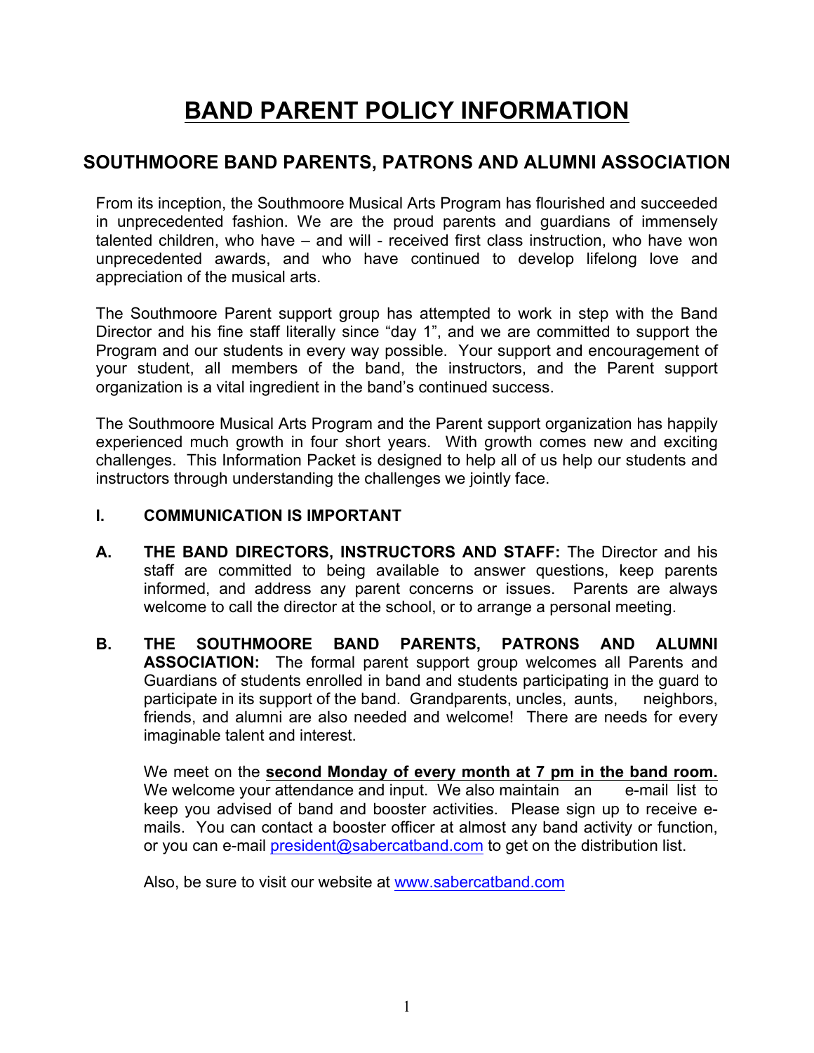# BAND PARENT POLICY INFORMATION

## SOUTHMOORE BAND PARENTS, PATRONS AND ALUMNI ASSOCIATION

From its inception, the Southmoore Musical Arts Program has flourished and succeeded in unprecedented fashion. We are the proud parents and guardians of immensely talented children, who have – and will - received first class instruction, who have won unprecedented awards, and who have continued to develop lifelong love and appreciation of the musical arts.

The Southmoore Parent support group has attempted to work in step with the Band Director and his fine staff literally since "day 1", and we are committed to support the Program and our students in every way possible. Your support and encouragement of your student, all members of the band, the instructors, and the Parent support organization is a vital ingredient in the band's continued success.

The Southmoore Musical Arts Program and the Parent support organization has happily experienced much growth in four short years. With growth comes new and exciting challenges. This Information Packet is designed to help all of us help our students and instructors through understanding the challenges we jointly face.

### I. COMMUNICATION IS IMPORTANT

**A. THE BAND DIRECTORS, INSTRUCTORS AND STAFF:** The Director and his staff are committed to being available to answer questions, keep parents informed, and address any parent concerns or issues. Parents are always welcome to call the director at the school, or to arrange a personal meeting.

**B. THE SOUTHMOORE BAND PARENTS, PATRONS AND ALUMNI ASSOCIATION:** The formal parent support group welcomes all Parents and Guardians of students enrolled in band and students participating in the guard to participate in its support of the band. Grandparents, uncles, aunts, neighbors, friends, and alumni are also needed and welcome! There are needs for every imaginable talent and interest.

We meet on the **second Monday of every month at 7 pm in the band room.** We welcome your attendance and input. We also maintain an e-mail list to keep you advised of band and booster activities. Please sign up to receive e-mails. You can contact a booster officer at almost any band activity or function, or you can e-mail president@sabercatband.com to get on the distribution list.

Also, be sure to visit our website at www.sabercatband.com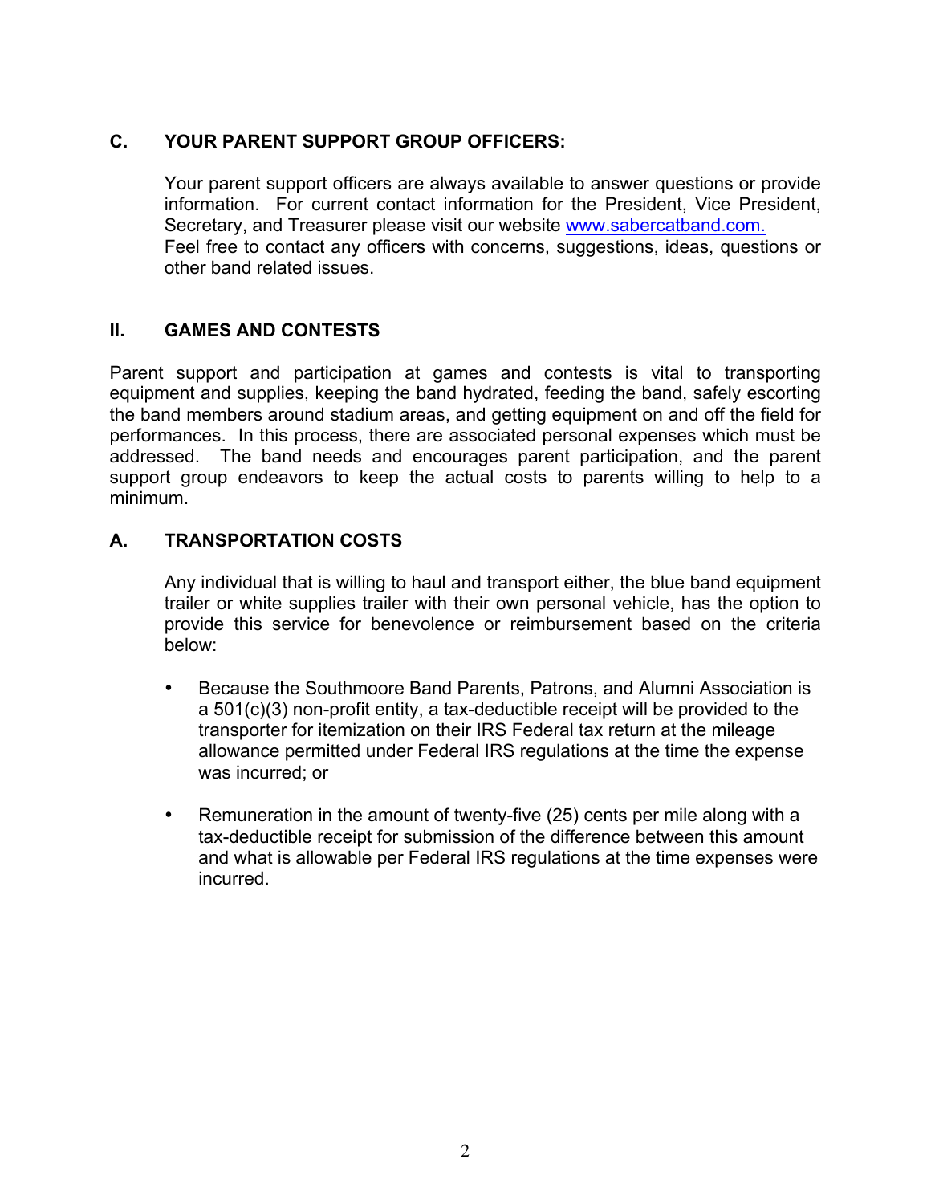### C. YOUR PARENT SUPPORT GROUP OFFICERS:

Your parent support officers are always available to answer questions or provide information. For current contact information for the President, Vice President, Secretary, and Treasurer please visit our website www.sabercatband.com.
Feel free to contact any officers with concerns, suggestions, ideas, questions or other band related issues.

## II. GAMES AND CONTESTS

Parent support and participation at games and contests is vital to transporting equipment and supplies, keeping the band hydrated, feeding the band, safely escorting the band members around stadium areas, and getting equipment on and off the field for performances. In this process, there are associated personal expenses which must be addressed. The band needs and encourages parent participation, and the parent support group endeavors to keep the actual costs to parents willing to help to a minimum.

### A. TRANSPORTATION COSTS

Any individual that is willing to haul and transport either, the blue band equipment trailer or white supplies trailer with their own personal vehicle, has the option to provide this service for benevolence or reimbursement based on the criteria below:

- Because the Southmoore Band Parents, Patrons, and Alumni Association is a 501(c)(3) non-profit entity, a tax-deductible receipt will be provided to the transporter for itemization on their IRS Federal tax return at the mileage allowance permitted under Federal IRS regulations at the time the expense was incurred; or

- Remuneration in the amount of twenty-five (25) cents per mile along with a tax-deductible receipt for submission of the difference between this amount and what is allowable per Federal IRS regulations at the time expenses were incurred.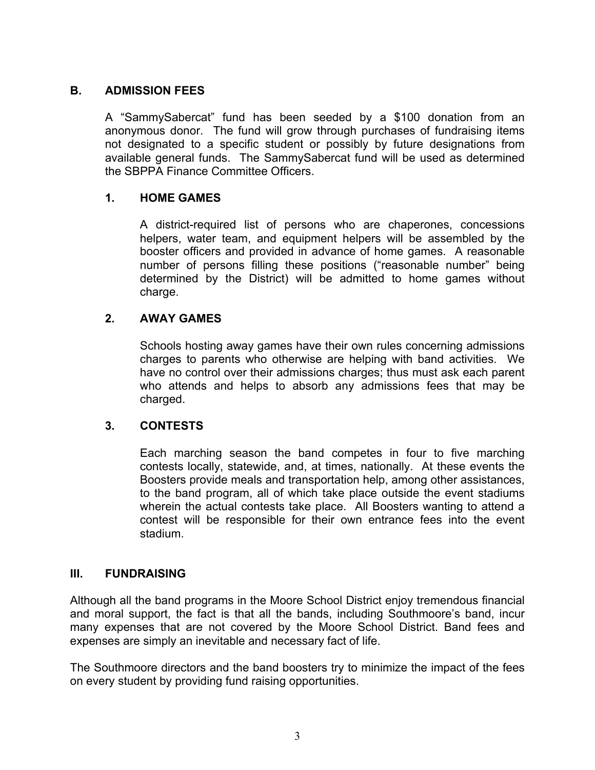## B. ADMISSION FEES

A "SammySabercat" fund has been seeded by a $100 donation from an anonymous donor. The fund will grow through purchases of fundraising items not designated to a specific student or possibly by future designations from available general funds. The SammySabercat fund will be used as determined the SBPPA Finance Committee Officers.

### 1. HOME GAMES

A district-required list of persons who are chaperones, concessions helpers, water team, and equipment helpers will be assembled by the booster officers and provided in advance of home games. A reasonable number of persons filling these positions ("reasonable number" being determined by the District) will be admitted to home games without charge.

### 2. AWAY GAMES

Schools hosting away games have their own rules concerning admissions charges to parents who otherwise are helping with band activities. We have no control over their admissions charges; thus must ask each parent who attends and helps to absorb any admissions fees that may be charged.

### 3. CONTESTS

Each marching season the band competes in four to five marching contests locally, statewide, and, at times, nationally. At these events the Boosters provide meals and transportation help, among other assistances, to the band program, all of which take place outside the event stadiums wherein the actual contests take place. All Boosters wanting to attend a contest will be responsible for their own entrance fees into the event stadium.

# III. FUNDRAISING

Although all the band programs in the Moore School District enjoy tremendous financial and moral support, the fact is that all the bands, including Southmoore's band, incur many expenses that are not covered by the Moore School District. Band fees and expenses are simply an inevitable and necessary fact of life.

The Southmoore directors and the band boosters try to minimize the impact of the fees on every student by providing fund raising opportunities.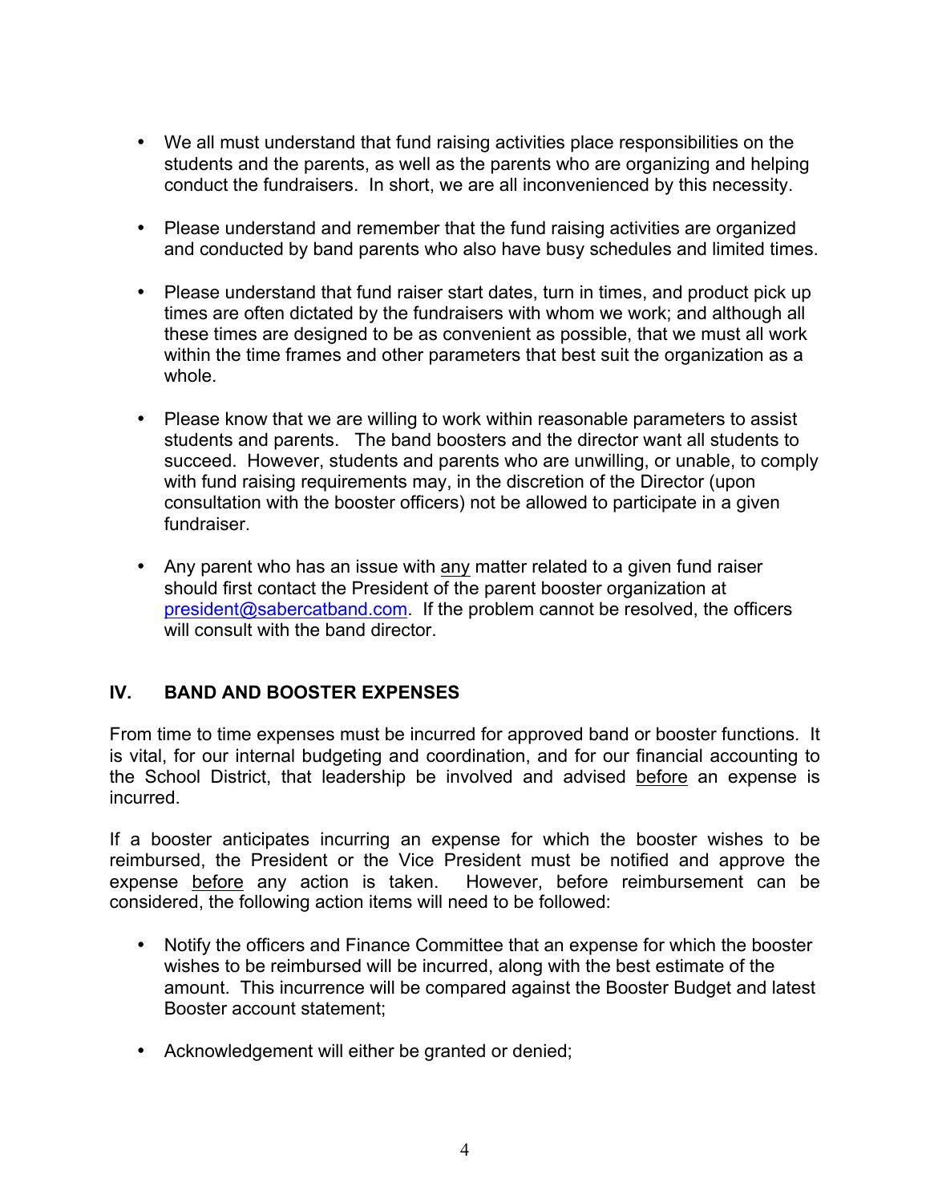- We all must understand that fund raising activities place responsibilities on the students and the parents, as well as the parents who are organizing and helping conduct the fundraisers. In short, we are all inconvenienced by this necessity.

- Please understand and remember that the fund raising activities are organized and conducted by band parents who also have busy schedules and limited times.

- Please understand that fund raiser start dates, turn in times, and product pick up times are often dictated by the fundraisers with whom we work; and although all these times are designed to be as convenient as possible, that we must all work within the time frames and other parameters that best suit the organization as a whole.

- Please know that we are willing to work within reasonable parameters to assist students and parents. The band boosters and the director want all students to succeed. However, students and parents who are unwilling, or unable, to comply with fund raising requirements may, in the discretion of the Director (upon consultation with the booster officers) not be allowed to participate in a given fundraiser.

- Any parent who has an issue with any matter related to a given fund raiser should first contact the President of the parent booster organization at president@sabercatband.com. If the problem cannot be resolved, the officers will consult with the band director.

## IV. BAND AND BOOSTER EXPENSES

From time to time expenses must be incurred for approved band or booster functions. It is vital, for our internal budgeting and coordination, and for our financial accounting to the School District, that leadership be involved and advised before an expense is incurred.

If a booster anticipates incurring an expense for which the booster wishes to be reimbursed, the President or the Vice President must be notified and approve the expense before any action is taken. However, before reimbursement can be considered, the following action items will need to be followed:

- Notify the officers and Finance Committee that an expense for which the booster wishes to be reimbursed will be incurred, along with the best estimate of the amount. This incurrence will be compared against the Booster Budget and latest Booster account statement;

- Acknowledgement will either be granted or denied;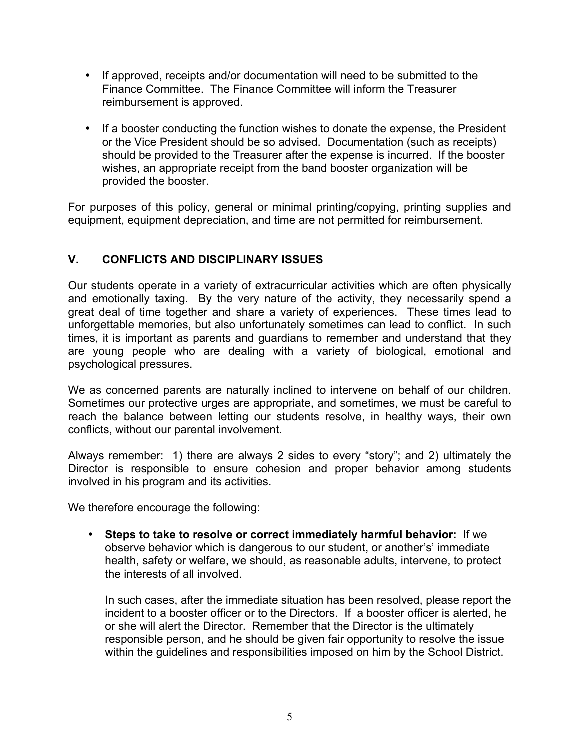- If approved, receipts and/or documentation will need to be submitted to the Finance Committee. The Finance Committee will inform the Treasurer reimbursement is approved.

- If a booster conducting the function wishes to donate the expense, the President or the Vice President should be so advised. Documentation (such as receipts) should be provided to the Treasurer after the expense is incurred. If the booster wishes, an appropriate receipt from the band booster organization will be provided the booster.

For purposes of this policy, general or minimal printing/copying, printing supplies and equipment, equipment depreciation, and time are not permitted for reimbursement.

## V. CONFLICTS AND DISCIPLINARY ISSUES

Our students operate in a variety of extracurricular activities which are often physically and emotionally taxing. By the very nature of the activity, they necessarily spend a great deal of time together and share a variety of experiences. These times lead to unforgettable memories, but also unfortunately sometimes can lead to conflict. In such times, it is important as parents and guardians to remember and understand that they are young people who are dealing with a variety of biological, emotional and psychological pressures.

We as concerned parents are naturally inclined to intervene on behalf of our children. Sometimes our protective urges are appropriate, and sometimes, we must be careful to reach the balance between letting our students resolve, in healthy ways, their own conflicts, without our parental involvement.

Always remember: 1) there are always 2 sides to every "story"; and 2) ultimately the Director is responsible to ensure cohesion and proper behavior among students involved in his program and its activities.

We therefore encourage the following:

- **Steps to take to resolve or correct immediately harmful behavior:** If we observe behavior which is dangerous to our student, or another's' immediate health, safety or welfare, we should, as reasonable adults, intervene, to protect the interests of all involved.

  In such cases, after the immediate situation has been resolved, please report the incident to a booster officer or to the Directors. If a booster officer is alerted, he or she will alert the Director. Remember that the Director is the ultimately responsible person, and he should be given fair opportunity to resolve the issue within the guidelines and responsibilities imposed on him by the School District.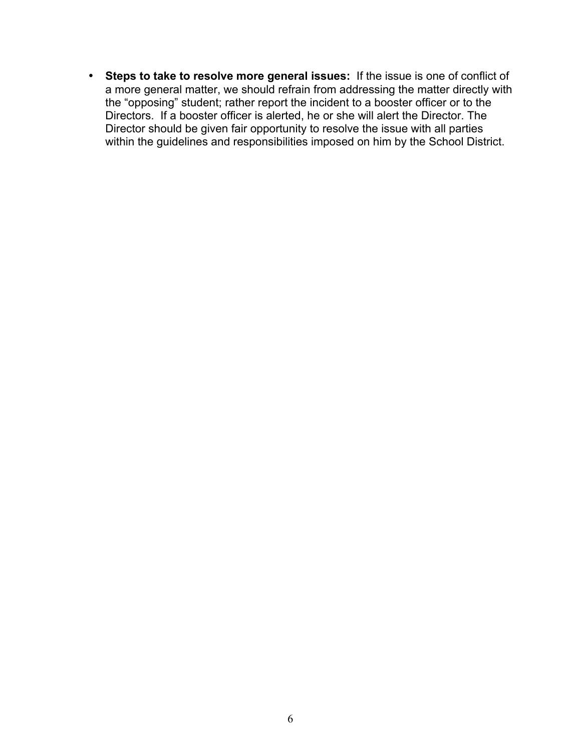- **Steps to take to resolve more general issues:** If the issue is one of conflict of a more general matter, we should refrain from addressing the matter directly with the "opposing" student; rather report the incident to a booster officer or to the Directors. If a booster officer is alerted, he or she will alert the Director. The Director should be given fair opportunity to resolve the issue with all parties within the guidelines and responsibilities imposed on him by the School District.